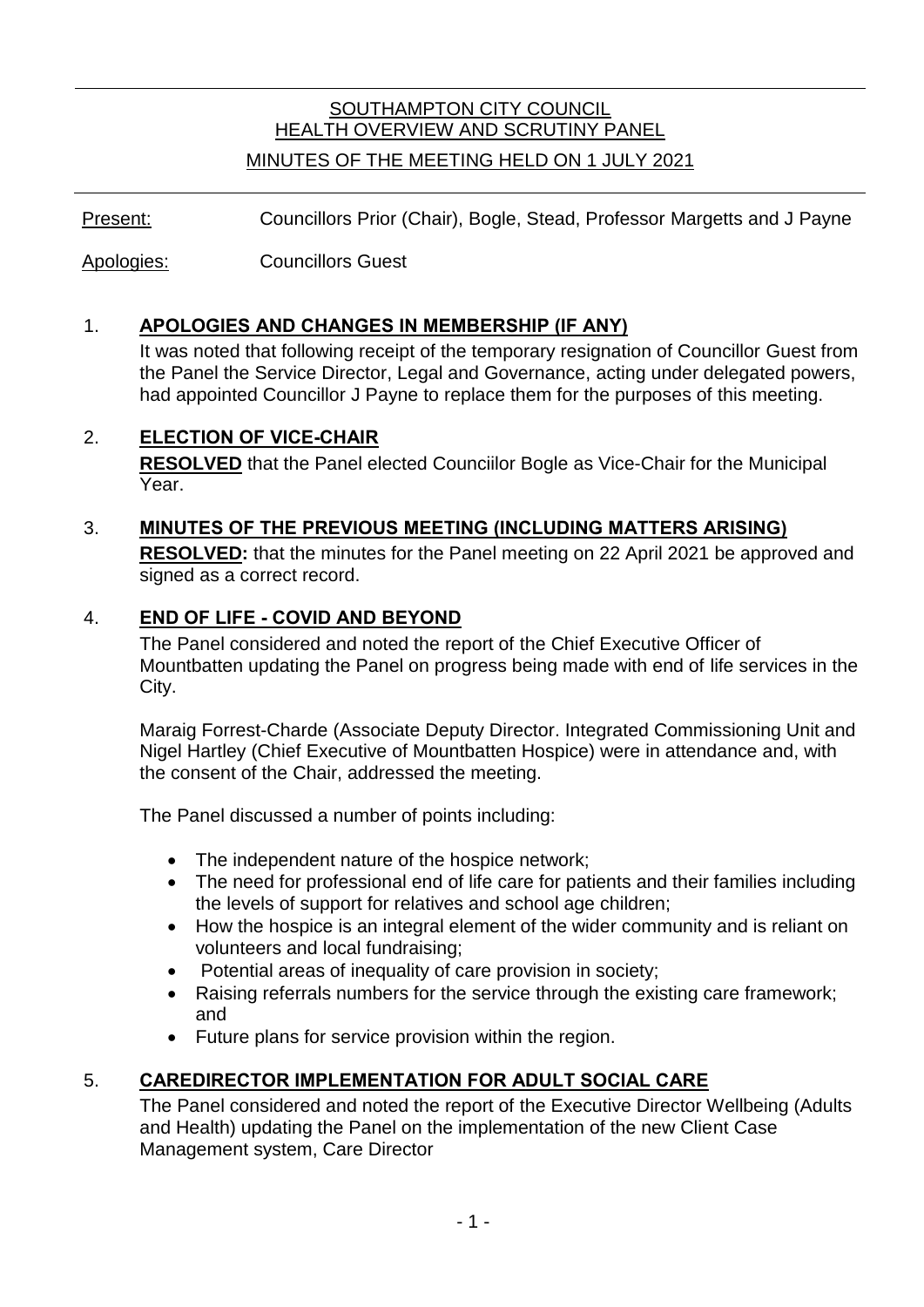SOUTHAMPTON CITY COUNCIL
HEALTH OVERVIEW AND SCRUTINY PANEL

MINUTES OF THE MEETING HELD ON 1 JULY 2021

Present: Councillors Prior (Chair), Bogle, Stead, Professor Margetts and J Payne

Apologies: Councillors Guest

## 1. APOLOGIES AND CHANGES IN MEMBERSHIP (IF ANY)

It was noted that following receipt of the temporary resignation of Councillor Guest from the Panel the Service Director, Legal and Governance, acting under delegated powers, had appointed Councillor J Payne to replace them for the purposes of this meeting.

## 2. ELECTION OF VICE-CHAIR

**RESOLVED** that the Panel elected Counciilor Bogle as Vice-Chair for the Municipal Year.

## 3. MINUTES OF THE PREVIOUS MEETING (INCLUDING MATTERS ARISING)

**RESOLVED:** that the minutes for the Panel meeting on 22 April 2021 be approved and signed as a correct record.

## 4. END OF LIFE - COVID AND BEYOND

The Panel considered and noted the report of the Chief Executive Officer of Mountbatten updating the Panel on progress being made with end of life services in the City.

Maraig Forrest-Charde (Associate Deputy Director. Integrated Commissioning Unit and Nigel Hartley (Chief Executive of Mountbatten Hospice) were in attendance and, with the consent of the Chair, addressed the meeting.

The Panel discussed a number of points including:

- The independent nature of the hospice network;
- The need for professional end of life care for patients and their families including the levels of support for relatives and school age children;
- How the hospice is an integral element of the wider community and is reliant on volunteers and local fundraising;
- Potential areas of inequality of care provision in society;
- Raising referrals numbers for the service through the existing care framework; and
- Future plans for service provision within the region.

## 5. CAREDIRECTOR IMPLEMENTATION FOR ADULT SOCIAL CARE

The Panel considered and noted the report of the Executive Director Wellbeing (Adults and Health) updating the Panel on the implementation of the new Client Case Management system, Care Director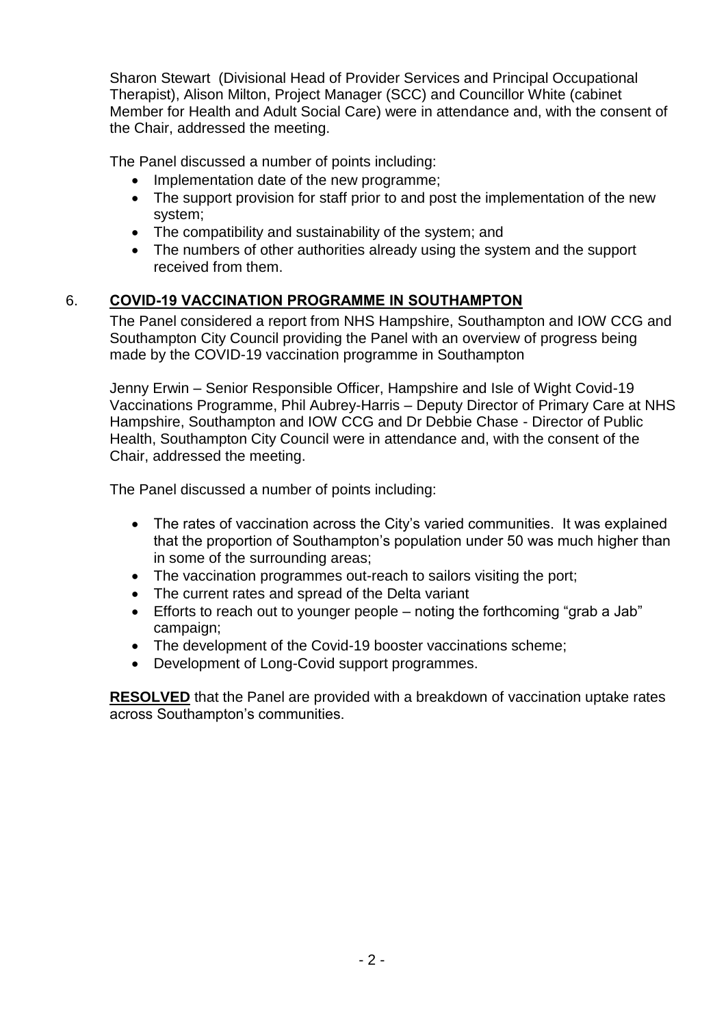Sharon Stewart (Divisional Head of Provider Services and Principal Occupational Therapist), Alison Milton, Project Manager (SCC) and Councillor White (cabinet Member for Health and Adult Social Care) were in attendance and, with the consent of the Chair, addressed the meeting.

The Panel discussed a number of points including:

- Implementation date of the new programme;
- The support provision for staff prior to and post the implementation of the new system;
- The compatibility and sustainability of the system; and
- The numbers of other authorities already using the system and the support received from them.

## 6. COVID-19 VACCINATION PROGRAMME IN SOUTHAMPTON

The Panel considered a report from NHS Hampshire, Southampton and IOW CCG and Southampton City Council providing the Panel with an overview of progress being made by the COVID-19 vaccination programme in Southampton

Jenny Erwin – Senior Responsible Officer, Hampshire and Isle of Wight Covid-19 Vaccinations Programme, Phil Aubrey-Harris – Deputy Director of Primary Care at NHS Hampshire, Southampton and IOW CCG and Dr Debbie Chase - Director of Public Health, Southampton City Council were in attendance and, with the consent of the Chair, addressed the meeting.

The Panel discussed a number of points including:

- The rates of vaccination across the City's varied communities. It was explained that the proportion of Southampton's population under 50 was much higher than in some of the surrounding areas;
- The vaccination programmes out-reach to sailors visiting the port;
- The current rates and spread of the Delta variant
- Efforts to reach out to younger people – noting the forthcoming "grab a Jab" campaign;
- The development of the Covid-19 booster vaccinations scheme;
- Development of Long-Covid support programmes.

**RESOLVED** that the Panel are provided with a breakdown of vaccination uptake rates across Southampton's communities.